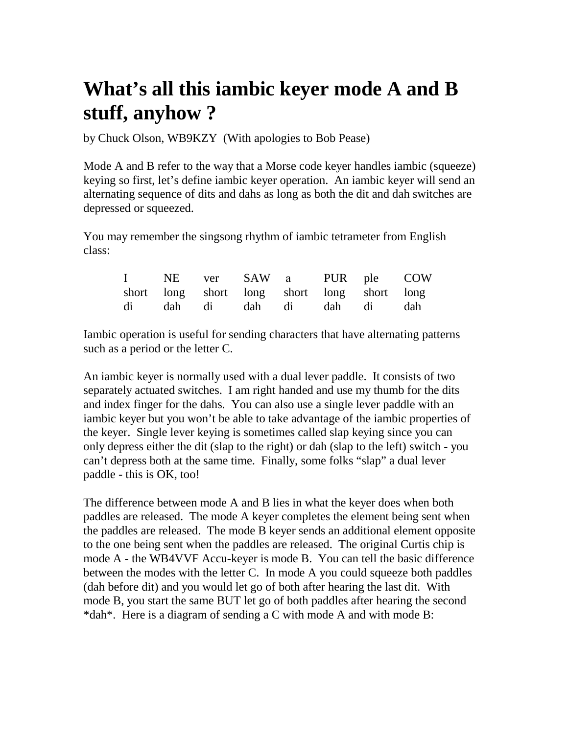# What's all this iambic keyer mode A and B stuff, anyhow ?

by Chuck Olson, WB9KZY (With apologies to Bob Pease)

Mode A and B refer to the way that a Morse code keyer handles iambic (squeeze) keying so first, let's define iambic keyer operation. An iambic keyer will send an alternating sequence of dits and dahs as long as both the dit and dah switches are depressed or squeezed.

You may remember the singsong rhythm of iambic tetrameter from English class:

| I | NE | ver | SAW | a | PUR | ple | COW |
|---|---|---|---|---|---|---|---|
| short | long | short | long | short | long | short | long |
| di | dah | di | dah | di | dah | di | dah |

Iambic operation is useful for sending characters that have alternating patterns such as a period or the letter C.

An iambic keyer is normally used with a dual lever paddle. It consists of two separately actuated switches. I am right handed and use my thumb for the dits and index finger for the dahs. You can also use a single lever paddle with an iambic keyer but you won't be able to take advantage of the iambic properties of the keyer. Single lever keying is sometimes called slap keying since you can only depress either the dit (slap to the right) or dah (slap to the left) switch - you can't depress both at the same time. Finally, some folks "slap" a dual lever paddle - this is OK, too!

The difference between mode A and B lies in what the keyer does when both paddles are released. The mode A keyer completes the element being sent when the paddles are released. The mode B keyer sends an additional element opposite to the one being sent when the paddles are released. The original Curtis chip is mode A - the WB4VVF Accu-keyer is mode B. You can tell the basic difference between the modes with the letter C. In mode A you could squeeze both paddles (dah before dit) and you would let go of both after hearing the last dit. With mode B, you start the same BUT let go of both paddles after hearing the second *dah*. Here is a diagram of sending a C with mode A and with mode B: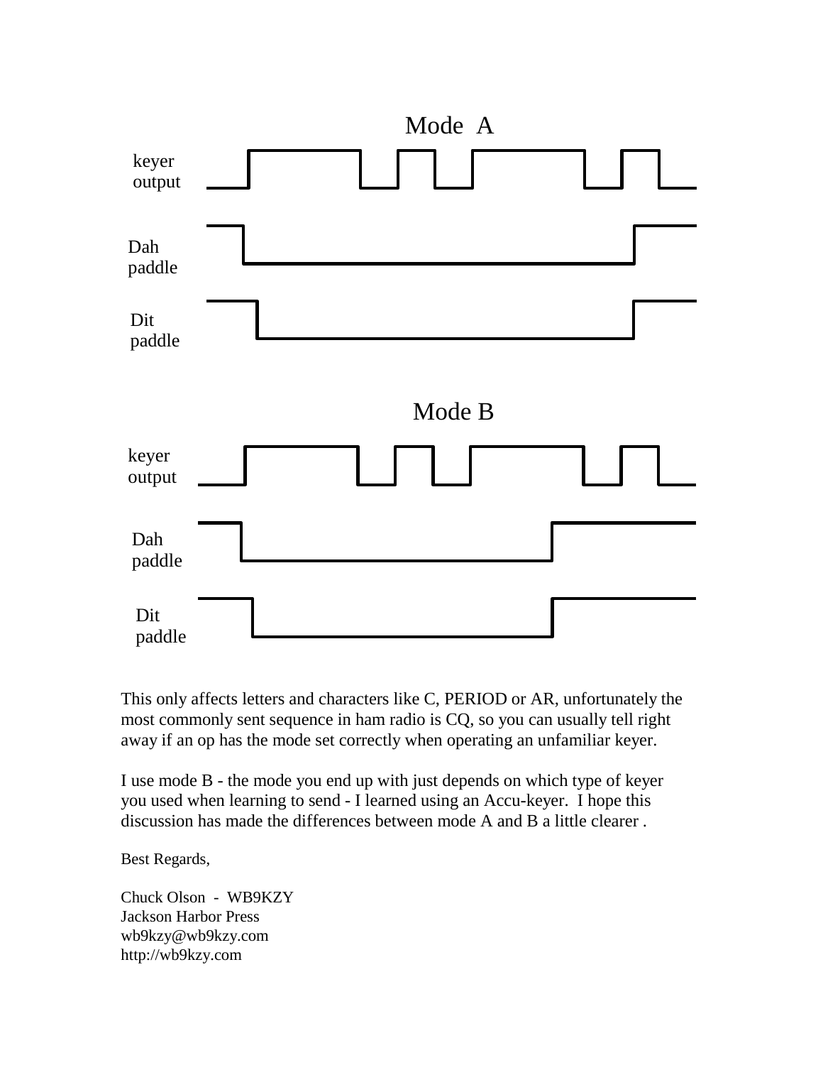Mode A

keyer
output

Dah
paddle

Dit
paddle

Mode B

keyer
output

Dah
paddle

Dit
paddle

This only affects letters and characters like C, PERIOD or AR, unfortunately the most commonly sent sequence in ham radio is CQ, so you can usually tell right away if an op has the mode set correctly when operating an unfamiliar keyer.

I use mode B - the mode you end up with just depends on which type of keyer you used when learning to send - I learned using an Accu-keyer. I hope this discussion has made the differences between mode A and B a little clearer .

Best Regards,

Chuck Olson - WB9KZY
Jackson Harbor Press
wb9kzy@wb9kzy.com
http://wb9kzy.com